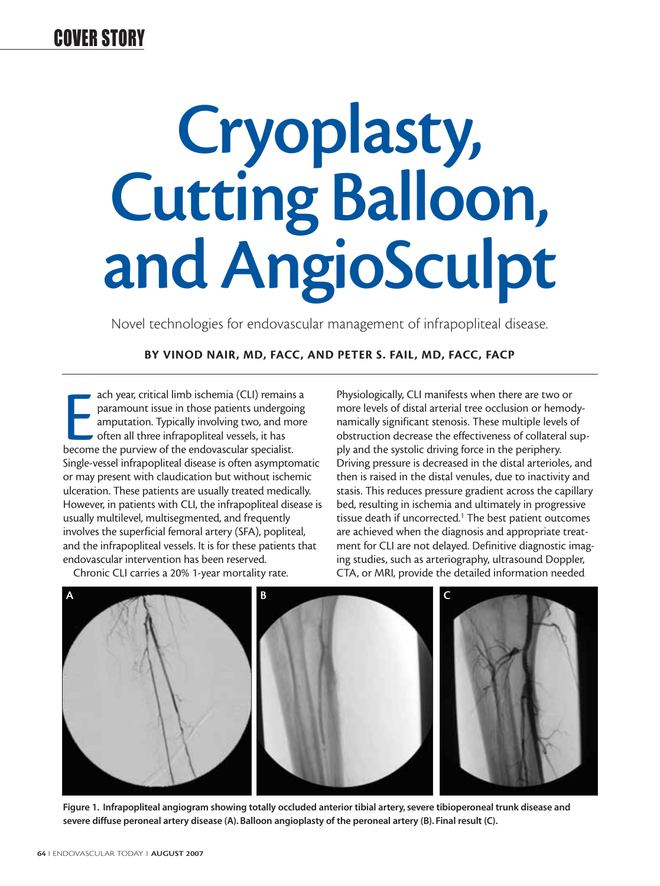# Cryoplasty, Cutting Balloon, and AngioSculpt

Novel technologies for endovascular management of infrapopliteal disease.

**BY VINOD NAIR, MD, FACC, AND PETER S. FAIL, MD, FACC, FACP**

Each year, critical limb ischemia (CLI) remains a paramount issue in those patients undergoing amputation. Typically involving two, and more often all three infrapopliteal vessels, it has become the purview of the endovascular specialist. Single-vessel infrapopliteal disease is often asymptomatic or may present with claudication but without ischemic ulceration. These patients are usually treated medically. However, in patients with CLI, the infrapopliteal disease is usually multilevel, multisegmented, and frequently involves the superficial femoral artery (SFA), popliteal, and the infrapopliteal vessels. It is for these patients that endovascular intervention has been reserved.

Chronic CLI carries a 20% 1-year mortality rate. Physiologically, CLI manifests when there are two or more levels of distal arterial tree occlusion or hemodynamically significant stenosis. These multiple levels of obstruction decrease the effectiveness of collateral supply and the systolic driving force in the periphery. Driving pressure is decreased in the distal arterioles, and then is raised in the distal venules, due to inactivity and stasis. This reduces pressure gradient across the capillary bed, resulting in ischemia and ultimately in progressive tissue death if uncorrected.[1] The best patient outcomes are achieved when the diagnosis and appropriate treatment for CLI are not delayed. Definitive diagnostic imaging studies, such as arteriography, ultrasound Doppler, CTA, or MRI, provide the detailed information needed

**Figure 1. Infrapopliteal angiogram showing totally occluded anterior tibial artery, severe tibioperoneal trunk disease and severe diffuse peroneal artery disease (A). Balloon angioplasty of the peroneal artery (B). Final result (C).**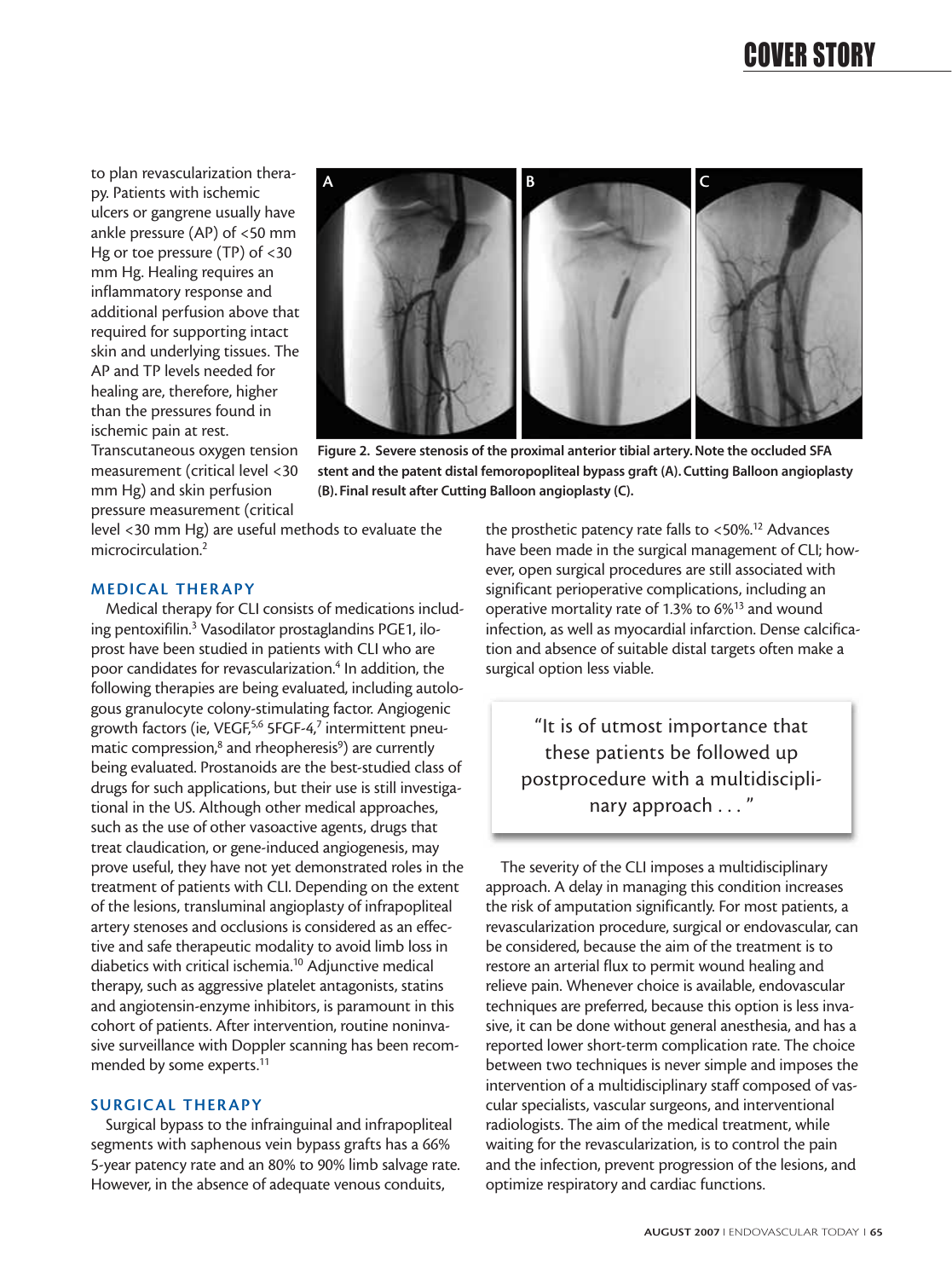to plan revascularization therapy. Patients with ischemic ulcers or gangrene usually have ankle pressure (AP) of <50 mm Hg or toe pressure (TP) of <30 mm Hg. Healing requires an inflammatory response and additional perfusion above that required for supporting intact skin and underlying tissues. The AP and TP levels needed for healing are, therefore, higher than the pressures found in ischemic pain at rest. Transcutaneous oxygen tension measurement (critical level <30 mm Hg) and skin perfusion pressure measurement (critical level <30 mm Hg) are useful methods to evaluate the microcirculation.[2]

**Figure 2. Severe stenosis of the proximal anterior tibial artery. Note the occluded SFA stent and the patent distal femoropopliteal bypass graft (A). Cutting Balloon angioplasty (B). Final result after Cutting Balloon angioplasty (C).**

## MEDICAL THERAPY

Medical therapy for CLI consists of medications including pentoxifilin.[3] Vasodilator prostaglandins PGE1, iloprost have been studied in patients with CLI who are poor candidates for revascularization.[4] In addition, the following therapies are being evaluated, including autologous granulocyte colony-stimulating factor. Angiogenic growth factors (ie, VEGF,[5,6] 5FGF-4,[7] intermittent pneumatic compression,[8] and rheopheresis[9]) are currently being evaluated. Prostanoids are the best-studied class of drugs for such applications, but their use is still investigational in the US. Although other medical approaches, such as the use of other vasoactive agents, drugs that treat claudication, or gene-induced angiogenesis, may prove useful, they have not yet demonstrated roles in the treatment of patients with CLI. Depending on the extent of the lesions, transluminal angioplasty of infrapopliteal artery stenoses and occlusions is considered as an effective and safe therapeutic modality to avoid limb loss in diabetics with critical ischemia.[10] Adjunctive medical therapy, such as aggressive platelet antagonists, statins and angiotensin-enzyme inhibitors, is paramount in this cohort of patients. After intervention, routine noninvasive surveillance with Doppler scanning has been recommended by some experts.[11]

## SURGICAL THERAPY

Surgical bypass to the infrainguinal and infrapopliteal segments with saphenous vein bypass grafts has a 66% 5-year patency rate and an 80% to 90% limb salvage rate. However, in the absence of adequate venous conduits, the prosthetic patency rate falls to <50%.[12] Advances have been made in the surgical management of CLI; however, open surgical procedures are still associated with significant perioperative complications, including an operative mortality rate of 1.3% to 6%[13] and wound infection, as well as myocardial infarction. Dense calcification and absence of suitable distal targets often make a surgical option less viable.

> "It is of utmost importance that these patients be followed up postprocedure with a multidisciplinary approach . . . "

The severity of the CLI imposes a multidisciplinary approach. A delay in managing this condition increases the risk of amputation significantly. For most patients, a revascularization procedure, surgical or endovascular, can be considered, because the aim of the treatment is to restore an arterial flux to permit wound healing and relieve pain. Whenever choice is available, endovascular techniques are preferred, because this option is less invasive, it can be done without general anesthesia, and has a reported lower short-term complication rate. The choice between two techniques is never simple and imposes the intervention of a multidisciplinary staff composed of vascular specialists, vascular surgeons, and interventional radiologists. The aim of the medical treatment, while waiting for the revascularization, is to control the pain and the infection, prevent progression of the lesions, and optimize respiratory and cardiac functions.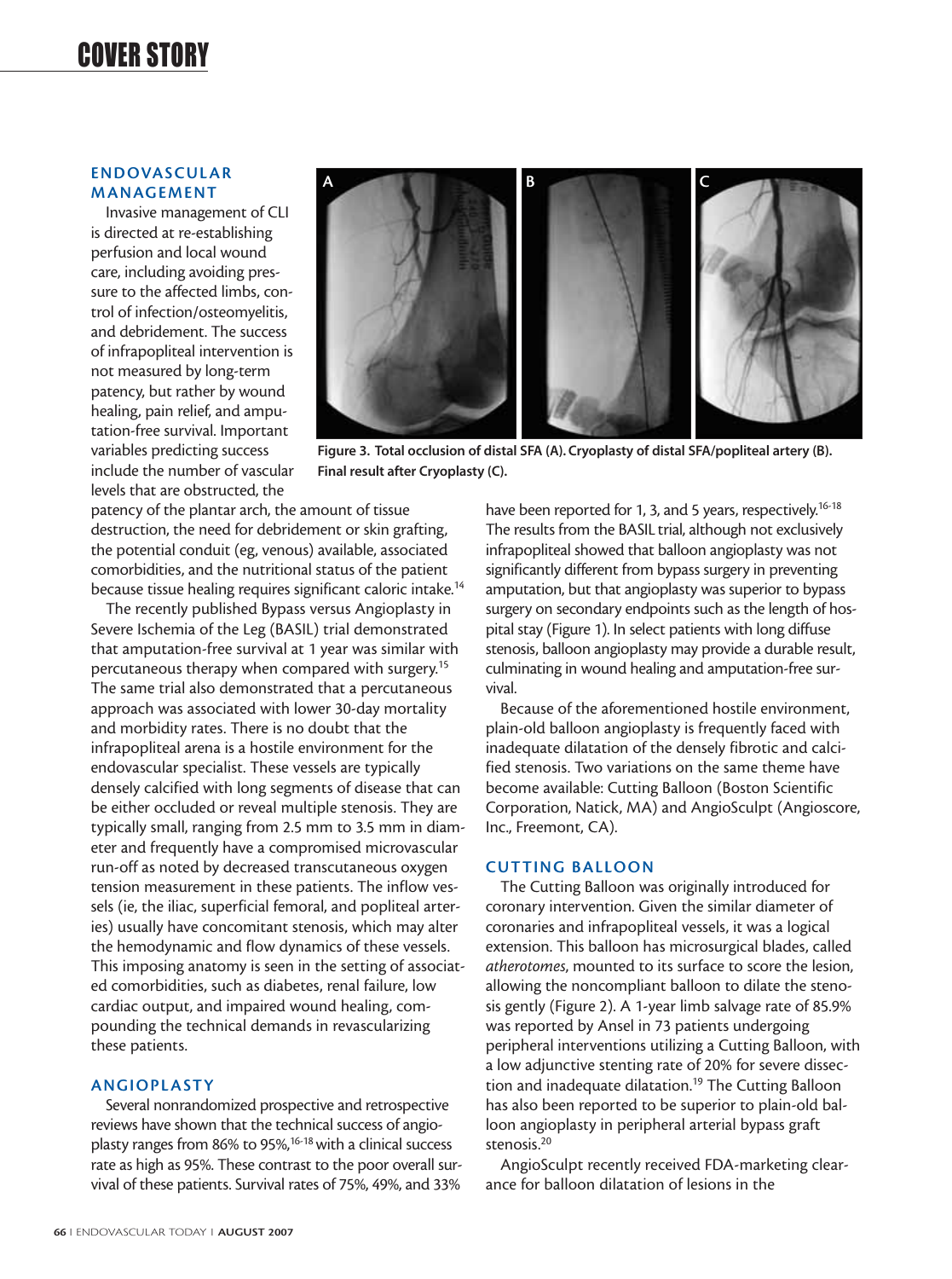## ENDOVASCULAR MANAGEMENT

Invasive management of CLI is directed at re-establishing perfusion and local wound care, including avoiding pressure to the affected limbs, control of infection/osteomyelitis, and debridement. The success of infrapopliteal intervention is not measured by long-term patency, but rather by wound healing, pain relief, and amputation-free survival. Important variables predicting success include the number of vascular levels that are obstructed, the patency of the plantar arch, the amount of tissue destruction, the need for debridement or skin grafting, the potential conduit (eg, venous) available, associated comorbidities, and the nutritional status of the patient because tissue healing requires significant caloric intake.[14]

Figure 3. Total occlusion of distal SFA (A). Cryoplasty of distal SFA/popliteal artery (B). Final result after Cryoplasty (C).

The recently published Bypass versus Angioplasty in Severe Ischemia of the Leg (BASIL) trial demonstrated that amputation-free survival at 1 year was similar with percutaneous therapy when compared with surgery.[15] The same trial also demonstrated that a percutaneous approach was associated with lower 30-day mortality and morbidity rates. There is no doubt that the infrapopliteal arena is a hostile environment for the endovascular specialist. These vessels are typically densely calcified with long segments of disease that can be either occluded or reveal multiple stenosis. They are typically small, ranging from 2.5 mm to 3.5 mm in diameter and frequently have a compromised microvascular run-off as noted by decreased transcutaneous oxygen tension measurement in these patients. The inflow vessels (ie, the iliac, superficial femoral, and popliteal arteries) usually have concomitant stenosis, which may alter the hemodynamic and flow dynamics of these vessels. This imposing anatomy is seen in the setting of associated comorbidities, such as diabetes, renal failure, low cardiac output, and impaired wound healing, compounding the technical demands in revascularizing these patients.

## ANGIOPLASTY

Several nonrandomized prospective and retrospective reviews have shown that the technical success of angioplasty ranges from 86% to 95%,[16-18] with a clinical success rate as high as 95%. These contrast to the poor overall survival of these patients. Survival rates of 75%, 49%, and 33% have been reported for 1, 3, and 5 years, respectively.[16-18] The results from the BASIL trial, although not exclusively infrapopliteal showed that balloon angioplasty was not significantly different from bypass surgery in preventing amputation, but that angioplasty was superior to bypass surgery on secondary endpoints such as the length of hospital stay (Figure 1). In select patients with long diffuse stenosis, balloon angioplasty may provide a durable result, culminating in wound healing and amputation-free survival.

Because of the aforementioned hostile environment, plain-old balloon angioplasty is frequently faced with inadequate dilatation of the densely fibrotic and calcified stenosis. Two variations on the same theme have become available: Cutting Balloon (Boston Scientific Corporation, Natick, MA) and AngioSculpt (Angioscore, Inc., Freemont, CA).

## CUTTING BALLOON

The Cutting Balloon was originally introduced for coronary intervention. Given the similar diameter of coronaries and infrapopliteal vessels, it was a logical extension. This balloon has microsurgical blades, called *atherotomes*, mounted to its surface to score the lesion, allowing the noncompliant balloon to dilate the stenosis gently (Figure 2). A 1-year limb salvage rate of 85.9% was reported by Ansel in 73 patients undergoing peripheral interventions utilizing a Cutting Balloon, with a low adjunctive stenting rate of 20% for severe dissection and inadequate dilatation.[19] The Cutting Balloon has also been reported to be superior to plain-old balloon angioplasty in peripheral arterial bypass graft stenosis.[20]

AngioSculpt recently received FDA-marketing clearance for balloon dilatation of lesions in the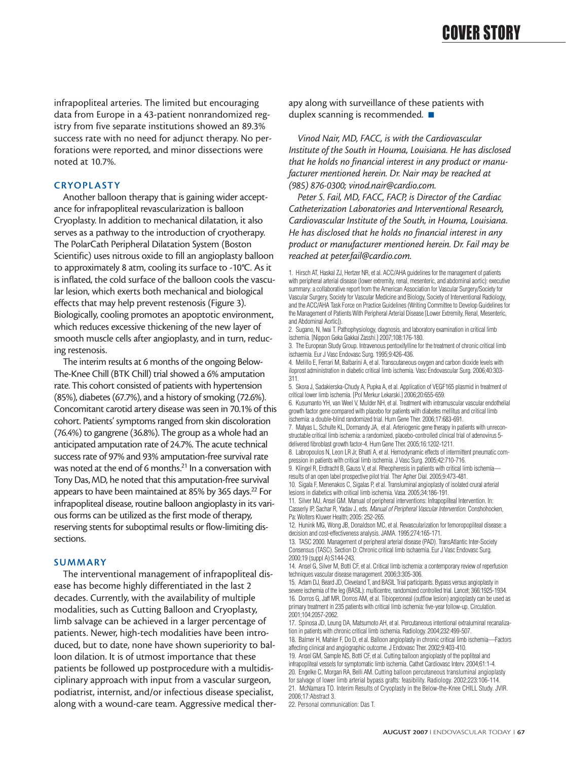infrapopliteal arteries. The limited but encouraging data from Europe in a 43-patient nonrandomized registry from five separate institutions showed an 89.3% success rate with no need for adjunct therapy. No perforations were reported, and minor dissections were noted at 10.7%.

## CRYOPLASTY

Another balloon therapy that is gaining wider acceptance for infrapopliteal revascularization is balloon Cryoplasty. In addition to mechanical dilatation, it also serves as a pathway to the introduction of cryotherapy. The PolarCath Peripheral Dilatation System (Boston Scientific) uses nitrous oxide to fill an angioplasty balloon to approximately 8 atm, cooling its surface to -10°C. As it is inflated, the cold surface of the balloon cools the vascular lesion, which exerts both mechanical and biological effects that may help prevent restenosis (Figure 3). Biologically, cooling promotes an apoptotic environment, which reduces excessive thickening of the new layer of smooth muscle cells after angioplasty, and in turn, reducing restenosis.

The interim results at 6 months of the ongoing Below-The-Knee Chill (BTK Chill) trial showed a 6% amputation rate. This cohort consisted of patients with hypertension (85%), diabetes (67.7%), and a history of smoking (72.6%). Concomitant carotid artery disease was seen in 70.1% of this cohort. Patients' symptoms ranged from skin discoloration (76.4%) to gangrene (36.8%). The group as a whole had an anticipated amputation rate of 24.7%. The acute technical success rate of 97% and 93% amputation-free survival rate was noted at the end of 6 months.[21] In a conversation with Tony Das, MD, he noted that this amputation-free survival appears to have been maintained at 85% by 365 days.[22] For infrapopliteal disease, routine balloon angioplasty in its various forms can be utilized as the first mode of therapy, reserving stents for suboptimal results or flow-limiting dissections.

## SUMMARY

The interventional management of infrapopliteal disease has become highly differentiated in the last 2 decades. Currently, with the availability of multiple modalities, such as Cutting Balloon and Cryoplasty, limb salvage can be achieved in a larger percentage of patients. Newer, high-tech modalities have been introduced, but to date, none have shown superiority to balloon dilation. It is of utmost importance that these patients be followed up postprocedure with a multidisciplinary approach with input from a vascular surgeon, podiatrist, internist, and/or infectious disease specialist, along with a wound-care team. Aggressive medical therapy along with surveillance of these patients with duplex scanning is recommended. ■

*Vinod Nair, MD, FACC, is with the Cardiovascular Institute of the South in Houma, Louisiana. He has disclosed that he holds no financial interest in any product or manufacturer mentioned herein. Dr. Nair may be reached at (985) 876-0300; vinod.nair@cardio.com.*

*Peter S. Fail, MD, FACC, FACP, is Director of the Cardiac Catheterization Laboratories and Interventional Research, Cardiovascular Institute of the South, in Houma, Louisiana. He has disclosed that he holds no financial interest in any product or manufacturer mentioned herein. Dr. Fail may be reached at peter.fail@cardio.com.*

1. Hirsch AT, Haskal ZJ, Hertzer NR, et al. ACC/AHA guidelines for the management of patients with peripheral arterial disease (lower extremity, renal, mesenteric, and abdominal aortic): executive summary: a collaborative report from the American Association for Vascular Surgery/Society for Vascular Surgery, Society for Vascular Medicine and Biology, Society of Interventional Radiology, and the ACC/AHA Task Force on Practice Guidelines (Writing Committee to Develop Guidelines for the Management of Patients With Peripheral Arterial Disease [Lower Extremity, Renal, Mesenteric, and Abdominal Aortic]).
2. Sugano, N, Iwai T. Pathophysiology, diagnosis, and laboratory examination in critical limb ischemia. [Nippon Geka Gakkai Zasshi.] 2007;108:176-180.
3. The European Study Group. Intravenous pentoxifylline for the treatment of chronic critical limb ischaemia. Eur J Vasc Endovasc Surg. 1995;9:426-436.
4. Melillo E, Ferrari M, Balbarini A, et al. Transcutaneous oxygen and carbon dioxide levels with iloprost administration in diabetic critical limb ischemia. Vasc Endovascular Surg. 2006;40:303-311.
5. Skora J, Sadakierska-Chudy A, Pupka A, et al. Application of VEGF165 plasmid in treatment of critical lower limb ischemia. [Pol Merkur Lekarski.] 2006;20:655-659.
6. Kusumanto YH, van Weel V, Mulder NH, et al. Treatment with intramuscular vascular endothelial growth factor gene compared with placebo for patients with diabetes mellitus and critical limb ischemia: a double-blind randomized trial. Hum Gene Ther. 2006;17:683-691.
7. Matyas L, Schulte KL, Dormandy JA, et al. Arteriogenic gene therapy in patients with unreconstructable critical limb ischemia: a randomized, placebo-controlled clinical trial of adenovirus 5-delivered fibroblast growth factor-4. Hum Gene Ther. 2005;16:1202-1211.
8. Labropoulos N, Leon LR Jr, Bhatti A, et al. Hemodynamic effects of intermittent pneumatic compression in patients with critical limb ischemia. J Vasc Surg. 2005;42:710-716.
9. Klingel R, Erdtracht B, Gauss V, et al. Rheopheresis in patients with critical limb ischemia—results of an open label prospective pilot trial. Ther Apher Dial. 2005;9:473-481.
10. Sigala F, Menenakos C, Sigalas P, et al. Transluminal angioplasty of isolated crural arterial lesions in diabetics with critical limb ischemia. Vasa. 2005;34:186-191.
11. Silver MJ, Ansel GM. Manual of peripheral interventions: Infrapopliteal Intervention. In: Casserly IP, Sachar R, Yadav J, eds. *Manual of Peripheral Vascular Intervention.* Conshohocken, Pa: Wolters Kluwer Health; 2005: 252-265.
12. Hunink MG, Wong JB, Donaldson MC, et al. Revascularization for femoropopliteal disease: a decision and cost-effectiveness analysis. JAMA. 1995;274:165-171.
13. TASC 2000. Management of peripheral arterial disease (PAD). TransAtlantic Inter-Society Consensus (TASC). Section D: Chronic critical limb ischaemia. Eur J Vasc Endovasc Surg. 2000;19 (suppl A):S144-243.
14. Ansel G, Silver M, Botti CF, et al. Critical limb ischemia: a contemporary review of reperfusion techniques vascular disease management. 2006;3:305-306.
15. Adam DJ, Beard JD, Cleveland T, and BASIL Trial participants. Bypass versus angioplasty in severe ischemia of the leg (BASIL): multicentre, randomized controlled trial. Lancet; 366:1925-1934.
16. Dorros G, Jaff MR, Dorros AM, et al. Tibioperoneal (outflow lesion) angioplasty can be used as primary treatment in 235 patients with critical limb ischemia: five-year follow-up. Circulation. 2001;104:2057-2062.
17. Spinosa JD, Leung DA, Matsumoto AH, et al. Percutaneous intentional extraluminal recanalization in patients with chronic critical limb ischemia. Radiology. 2004;232:499-507.
18. Balmer H, Mahler F, Do D, et al. Balloon angioplasty in chronic critical limb ischemia—Factors affecting clinical and angiographic outcome. J Endovasc Ther. 2002;9:403-410.
19. Ansel GM, Sample NS, Botti CF, et al. Cutting balloon angioplasty of the popliteal and infrapopliteal vessels for symptomatic limb ischemia. Cathet Cardiovasc Interv. 2004;61:1-4.
20. Engelke C, Morgan RA, Belli AM. Cutting balloon percutaneous transluminal angioplasty for salvage of lower limb arterial bypass grafts: feasibility. Radiology. 2002;223:106-114.
21. McNamara TO. Interim Results of Cryoplasty in the Below-the-Knee CHILL Study. JVIR. 2006;17:Abstract 3.
22. Personal communication: Das T.